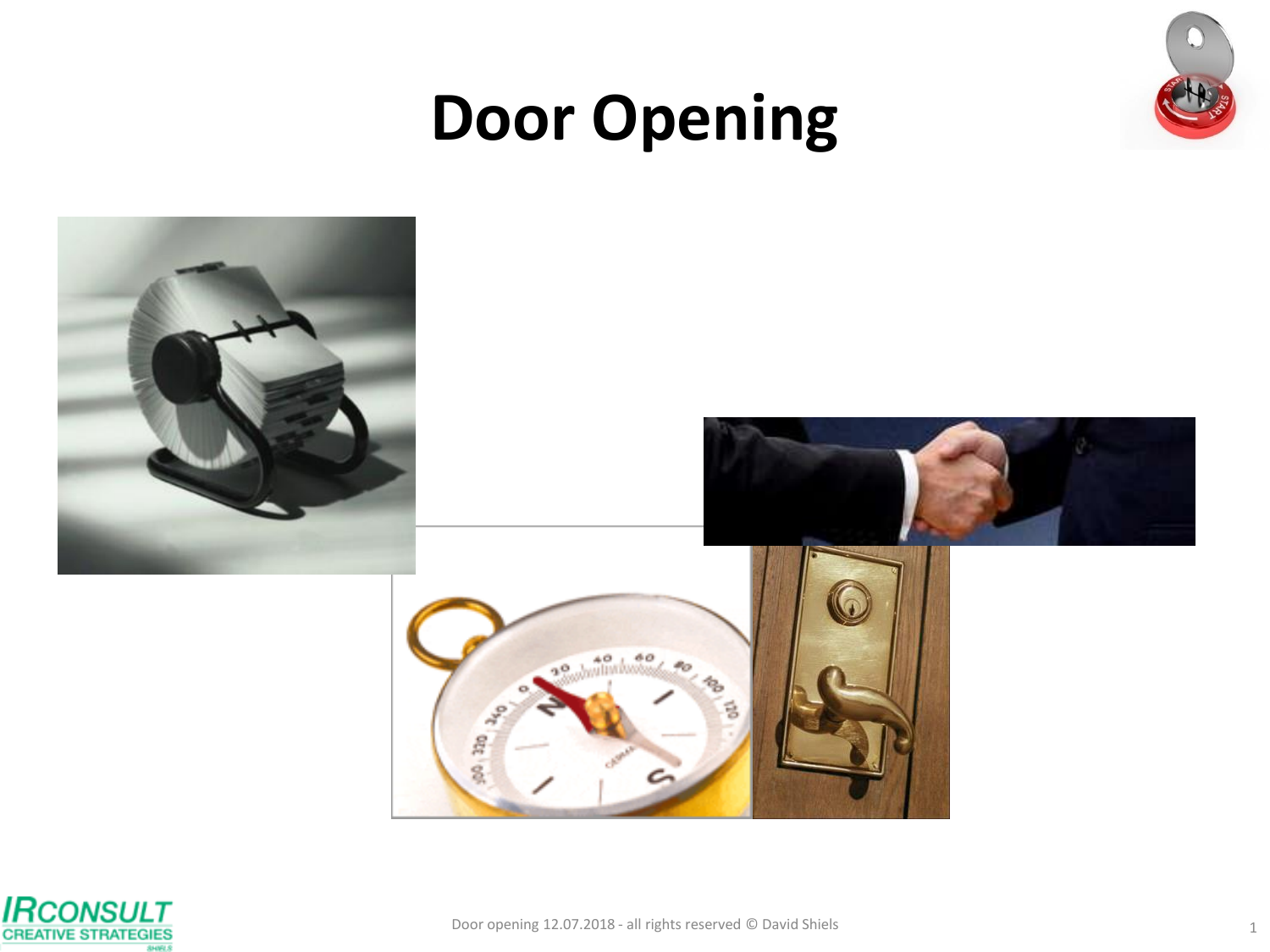# Door Opening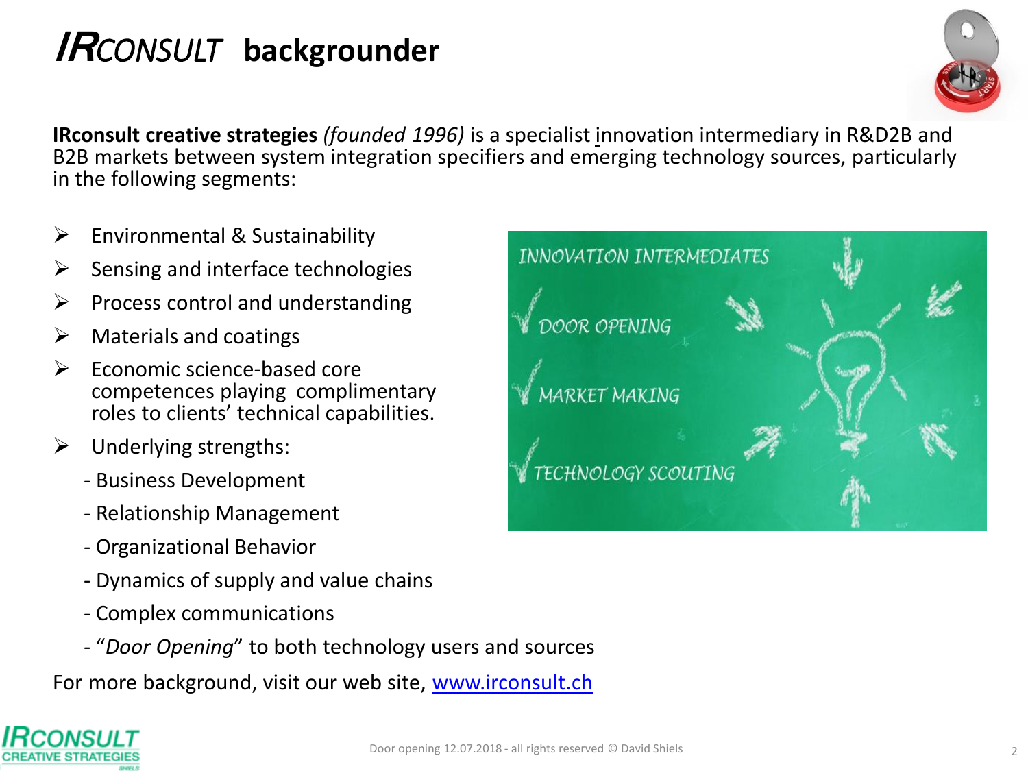# *IRCONSULT* backgrounder

**IRconsult creative strategies** *(founded 1996)* is a specialist innovation intermediary in R&D2B and B2B markets between system integration specifiers and emerging technology sources, particularly in the following segments:

- Environmental & Sustainability
- Sensing and interface technologies
- Process control and understanding
- Materials and coatings
- Economic science-based core competences playing complimentary roles to clients' technical capabilities.
- Underlying strengths:
  - Business Development
  - Relationship Management
  - Organizational Behavior
  - Dynamics of supply and value chains
  - Complex communications
  - "*Door Opening*" to both technology users and sources

INNOVATION INTERMEDIATES

- ✓ DOOR OPENING
- ✓ MARKET MAKING
- ✓ TECHNOLOGY SCOUTING

For more background, visit our web site, [www.irconsult.ch](http://www.irconsult.ch)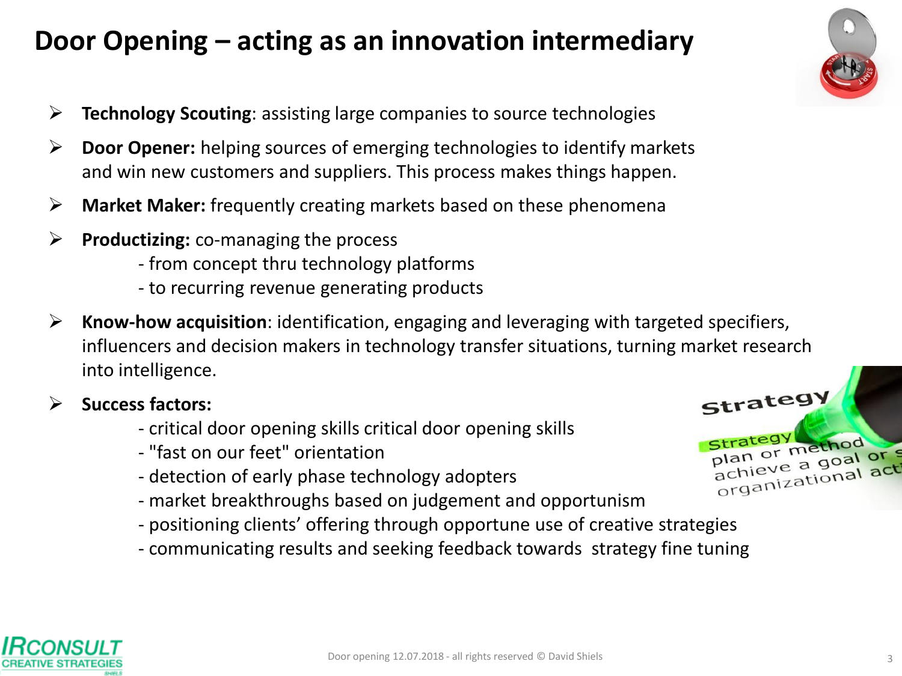# Door Opening – acting as an innovation intermediary

- **Technology Scouting**: assisting large companies to source technologies
- **Door Opener:** helping sources of emerging technologies to identify markets and win new customers and suppliers. This process makes things happen.
- **Market Maker:** frequently creating markets based on these phenomena
- **Productizing:** co-managing the process
  - from concept thru technology platforms
  - to recurring revenue generating products
- **Know-how acquisition**: identification, engaging and leveraging with targeted specifiers, influencers and decision makers in technology transfer situations, turning market research into intelligence.
- **Success factors:**
  - critical door opening skills critical door opening skills
  - "fast on our feet" orientation
  - detection of early phase technology adopters
  - market breakthroughs based on judgement and opportunism
  - positioning clients' offering through opportune use of creative strategies
  - communicating results and seeking feedback towards strategy fine tuning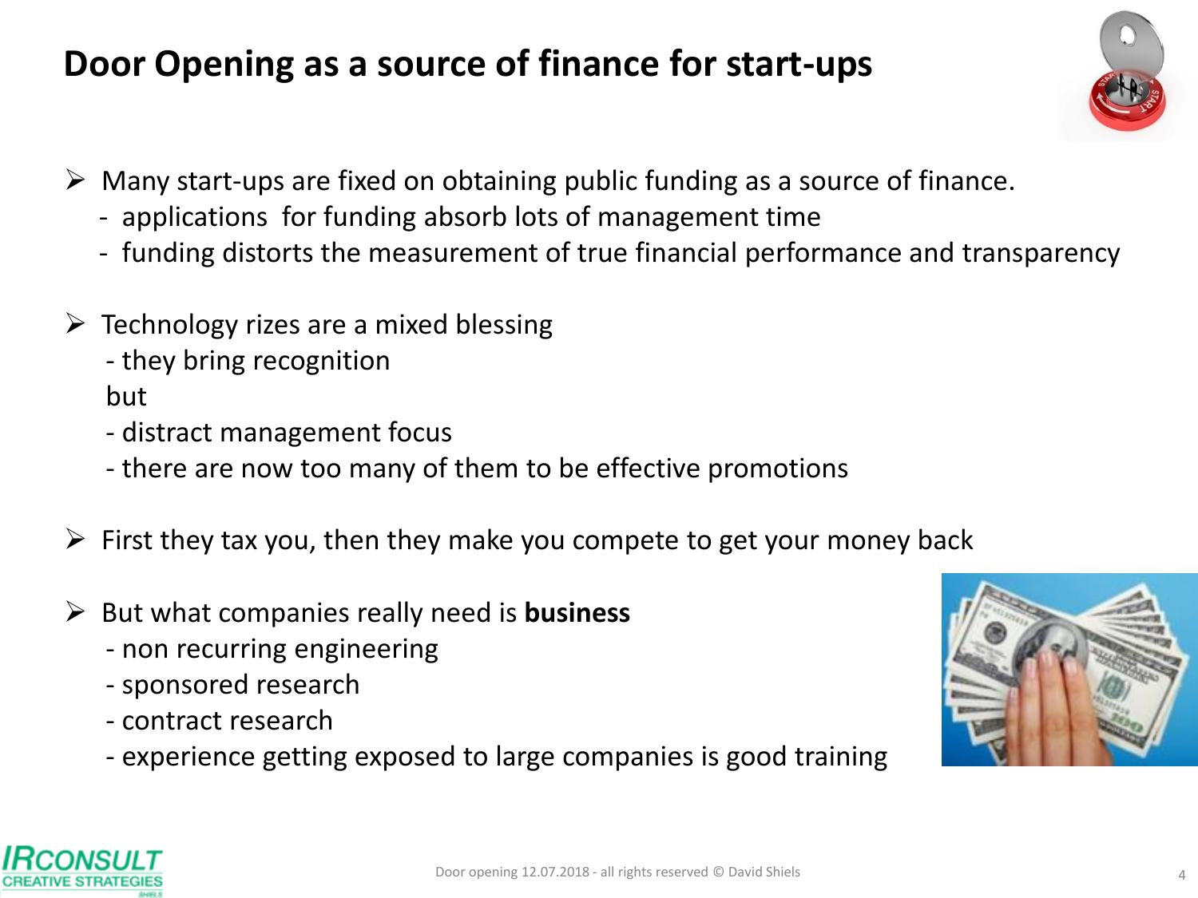# Door Opening as a source of finance for start-ups

- Many start-ups are fixed on obtaining public funding as a source of finance.
  - applications for funding absorb lots of management time
  - funding distorts the measurement of true financial performance and transparency

- Technology rizes are a mixed blessing
  - they bring recognition

  but

  - distract management focus
  - there are now too many of them to be effective promotions

- First they tax you, then they make you compete to get your money back

- But what companies really need is **business**
  - non recurring engineering
  - sponsored research
  - contract research
  - experience getting exposed to large companies is good training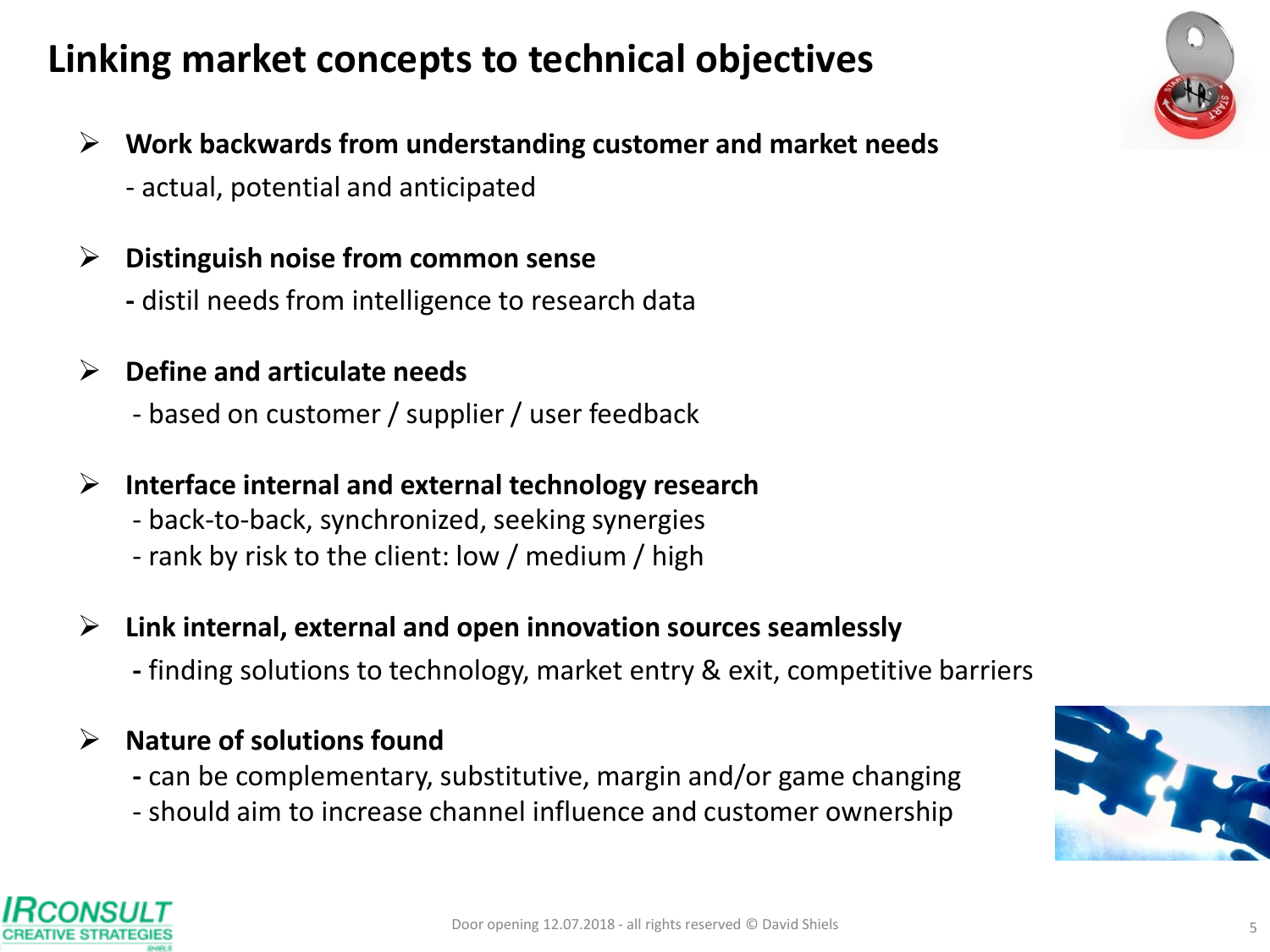# Linking market concepts to technical objectives

- **Work backwards from understanding customer and market needs**
  - actual, potential and anticipated
- **Distinguish noise from common sense**
  - distil needs from intelligence to research data
- **Define and articulate needs**
  - based on customer / supplier / user feedback
- **Interface internal and external technology research**
  - back-to-back, synchronized, seeking synergies
  - rank by risk to the client: low / medium / high
- **Link internal, external and open innovation sources seamlessly**
  - finding solutions to technology, market entry & exit, competitive barriers
- **Nature of solutions found**
  - can be complementary, substitutive, margin and/or game changing
  - should aim to increase channel influence and customer ownership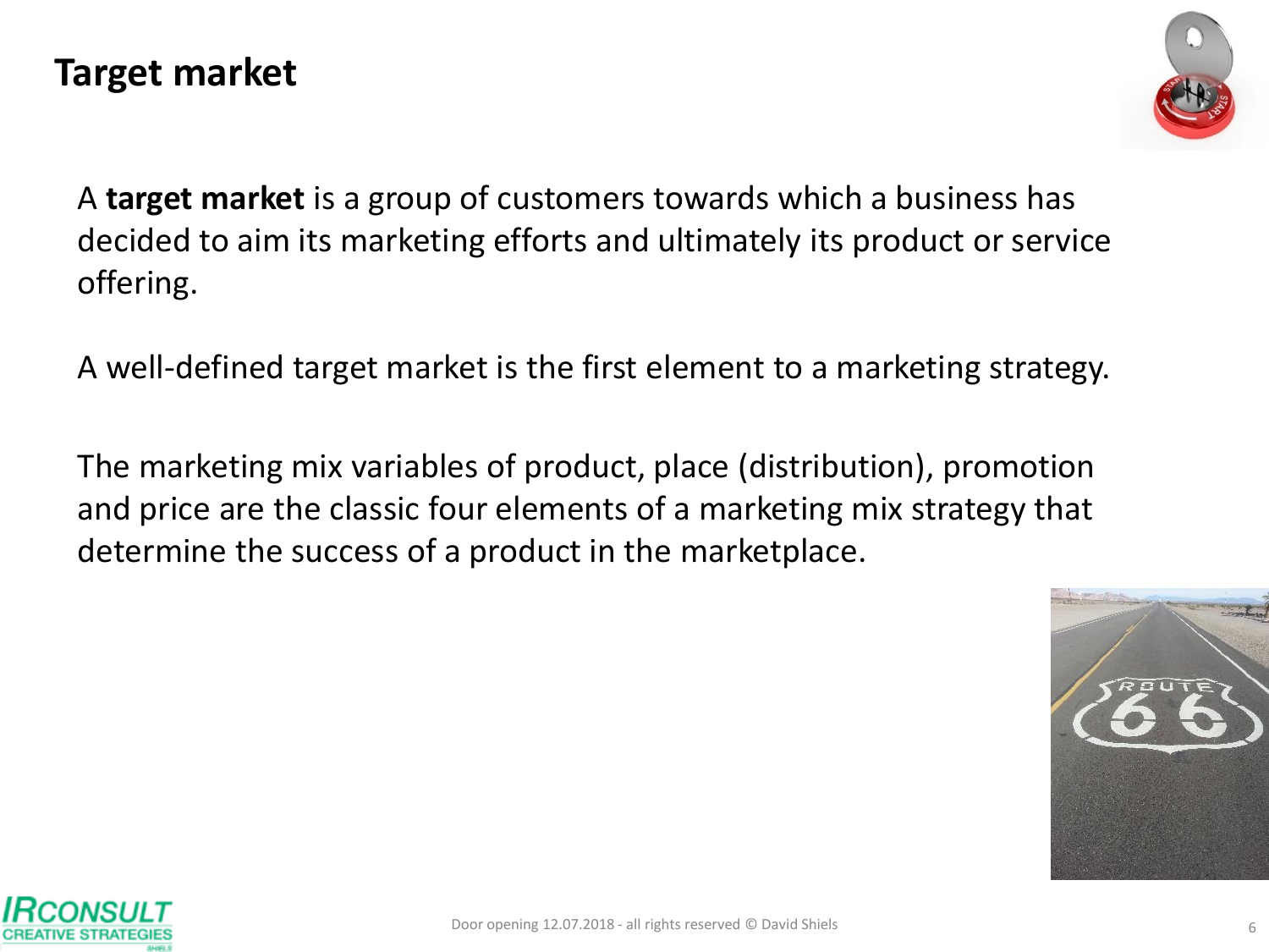# Target market

A **target market** is a group of customers towards which a business has decided to aim its marketing efforts and ultimately its product or service offering.

A well-defined target market is the first element to a marketing strategy.

The marketing mix variables of product, place (distribution), promotion and price are the classic four elements of a marketing mix strategy that determine the success of a product in the marketplace.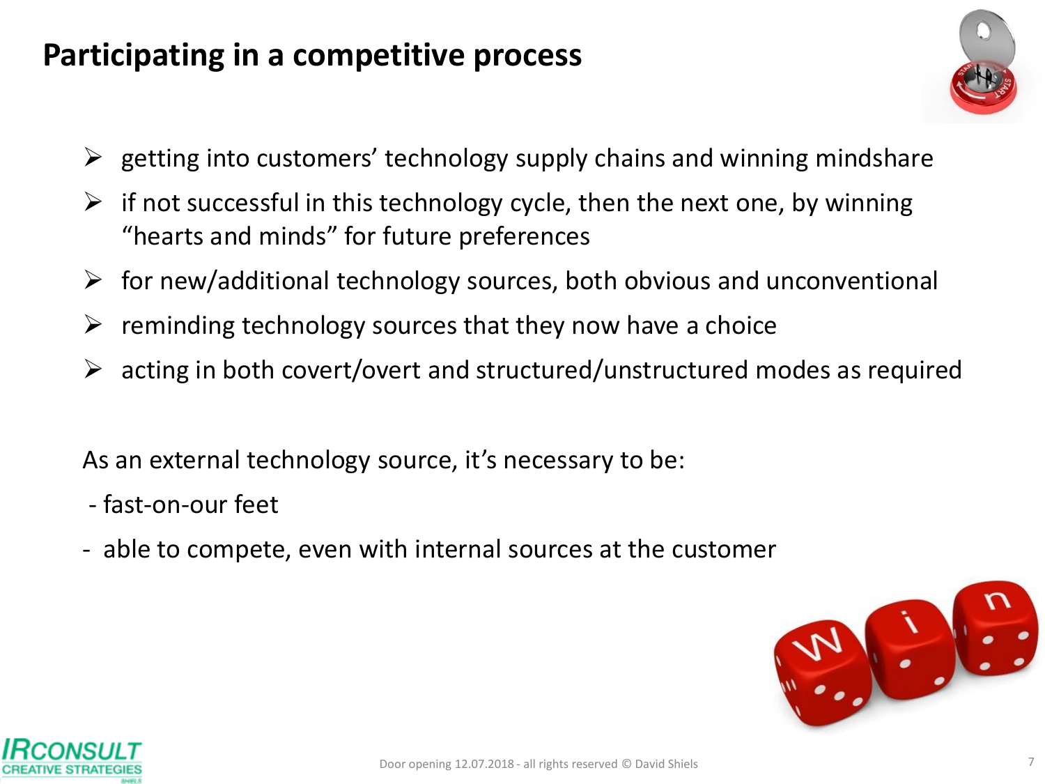# Participating in a competitive process

- getting into customers' technology supply chains and winning mindshare
- if not successful in this technology cycle, then the next one, by winning "hearts and minds" for future preferences
- for new/additional technology sources, both obvious and unconventional
- reminding technology sources that they now have a choice
- acting in both covert/overt and structured/unstructured modes as required

As an external technology source, it's necessary to be:

- fast-on-our feet
- able to compete, even with internal sources at the customer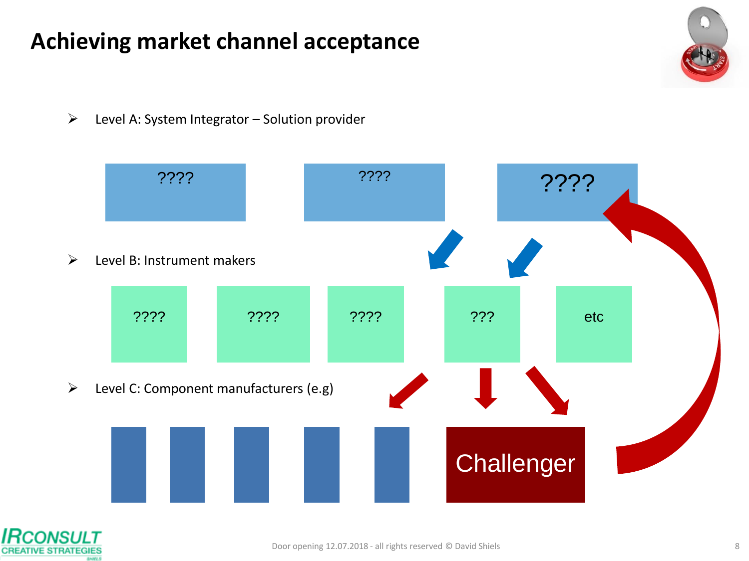# Achieving market channel acceptance

- Level A: System Integrator – Solution provider

????          ????          ????

- Level B: Instrument makers

????          ????          ????          ???          etc

- Level C: Component manufacturers (e.g)

Challenger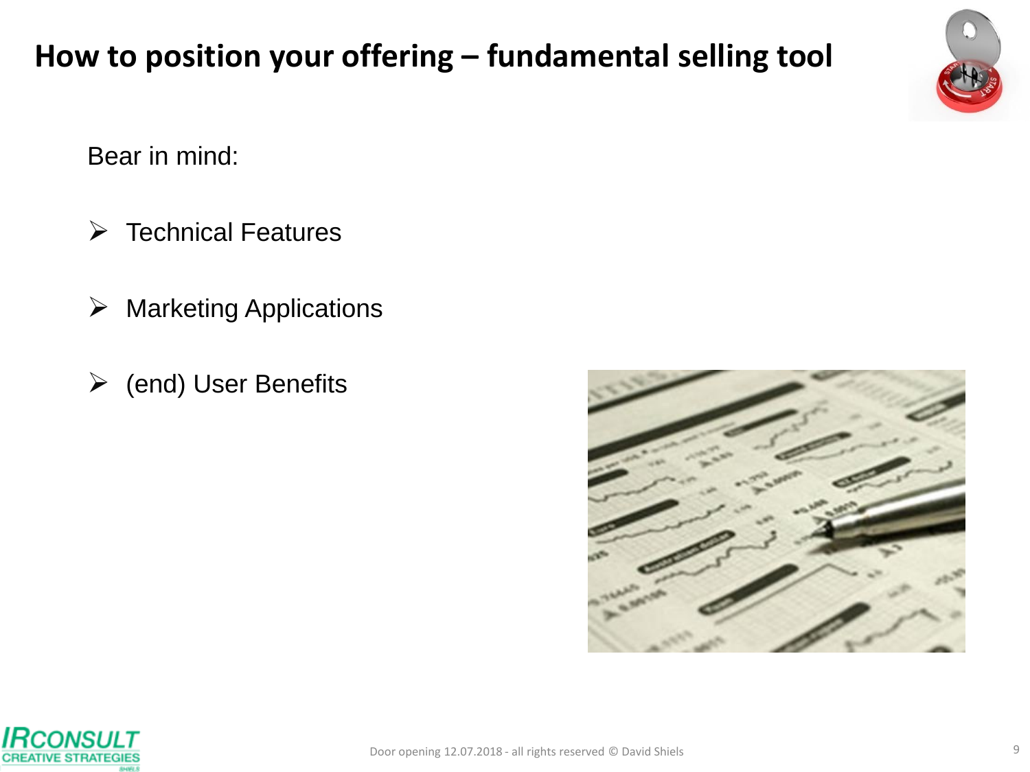# How to position your offering – fundamental selling tool

Bear in mind:

- Technical Features
- Marketing Applications
- (end) User Benefits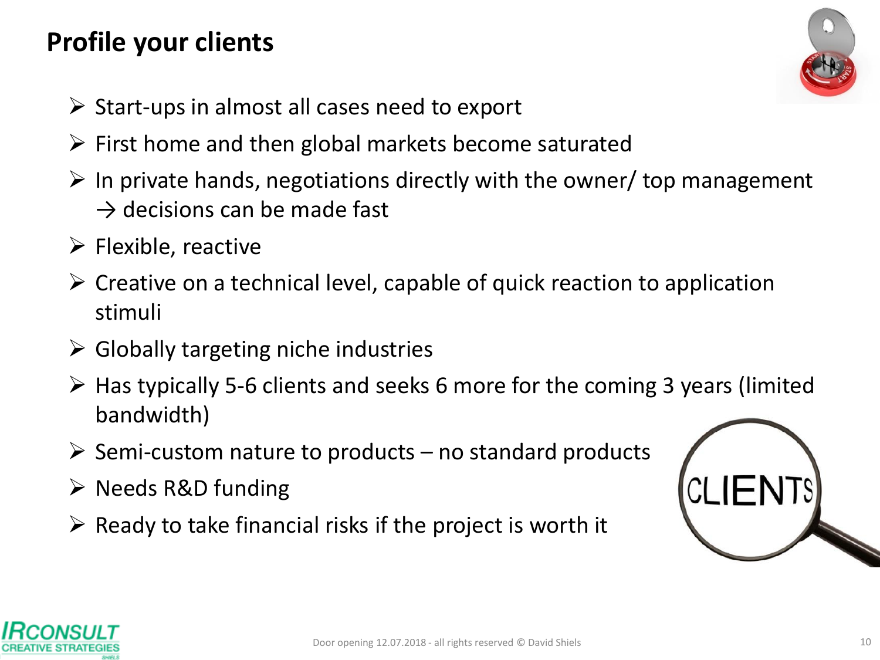## Profile your clients

- Start-ups in almost all cases need to export
- First home and then global markets become saturated
- In private hands, negotiations directly with the owner/ top management → decisions can be made fast
- Flexible, reactive
- Creative on a technical level, capable of quick reaction to application stimuli
- Globally targeting niche industries
- Has typically 5-6 clients and seeks 6 more for the coming 3 years (limited bandwidth)
- Semi-custom nature to products – no standard products
- Needs R&D funding
- Ready to take financial risks if the project is worth it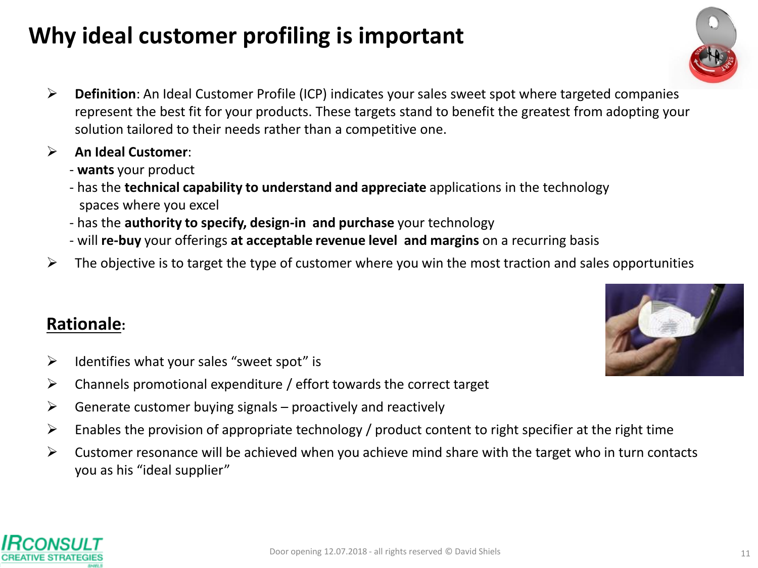# Why ideal customer profiling is important

- **Definition**: An Ideal Customer Profile (ICP) indicates your sales sweet spot where targeted companies represent the best fit for your products. These targets stand to benefit the greatest from adopting your solution tailored to their needs rather than a competitive one.
- **An Ideal Customer**:
  - **wants** your product
  - has the **technical capability to understand and appreciate** applications in the technology spaces where you excel
  - has the **authority to specify, design-in and purchase** your technology
  - will **re-buy** your offerings **at acceptable revenue level and margins** on a recurring basis
- The objective is to target the type of customer where you win the most traction and sales opportunities

## Rationale:

- Identifies what your sales "sweet spot" is
- Channels promotional expenditure / effort towards the correct target
- Generate customer buying signals – proactively and reactively
- Enables the provision of appropriate technology / product content to right specifier at the right time
- Customer resonance will be achieved when you achieve mind share with the target who in turn contacts you as his "ideal supplier"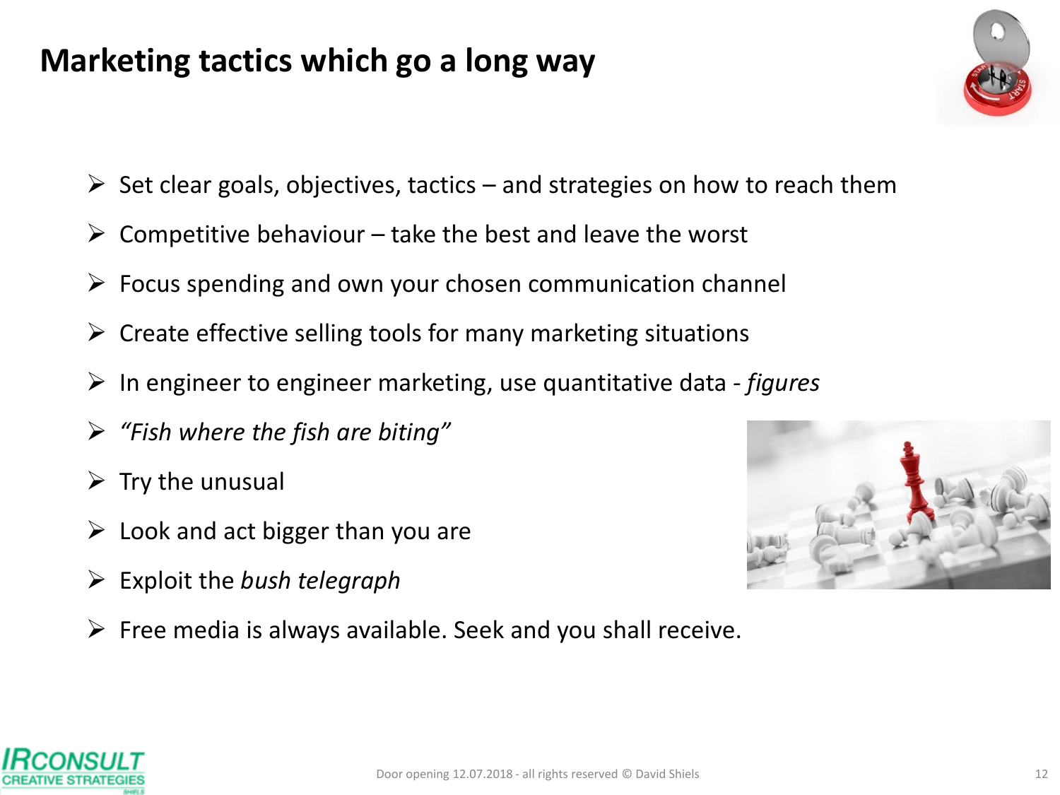# Marketing tactics which go a long way

- Set clear goals, objectives, tactics – and strategies on how to reach them
- Competitive behaviour – take the best and leave the worst
- Focus spending and own your chosen communication channel
- Create effective selling tools for many marketing situations
- In engineer to engineer marketing, use quantitative data - *figures*
- *"Fish where the fish are biting"*
- Try the unusual
- Look and act bigger than you are
- Exploit the *bush telegraph*
- Free media is always available. Seek and you shall receive.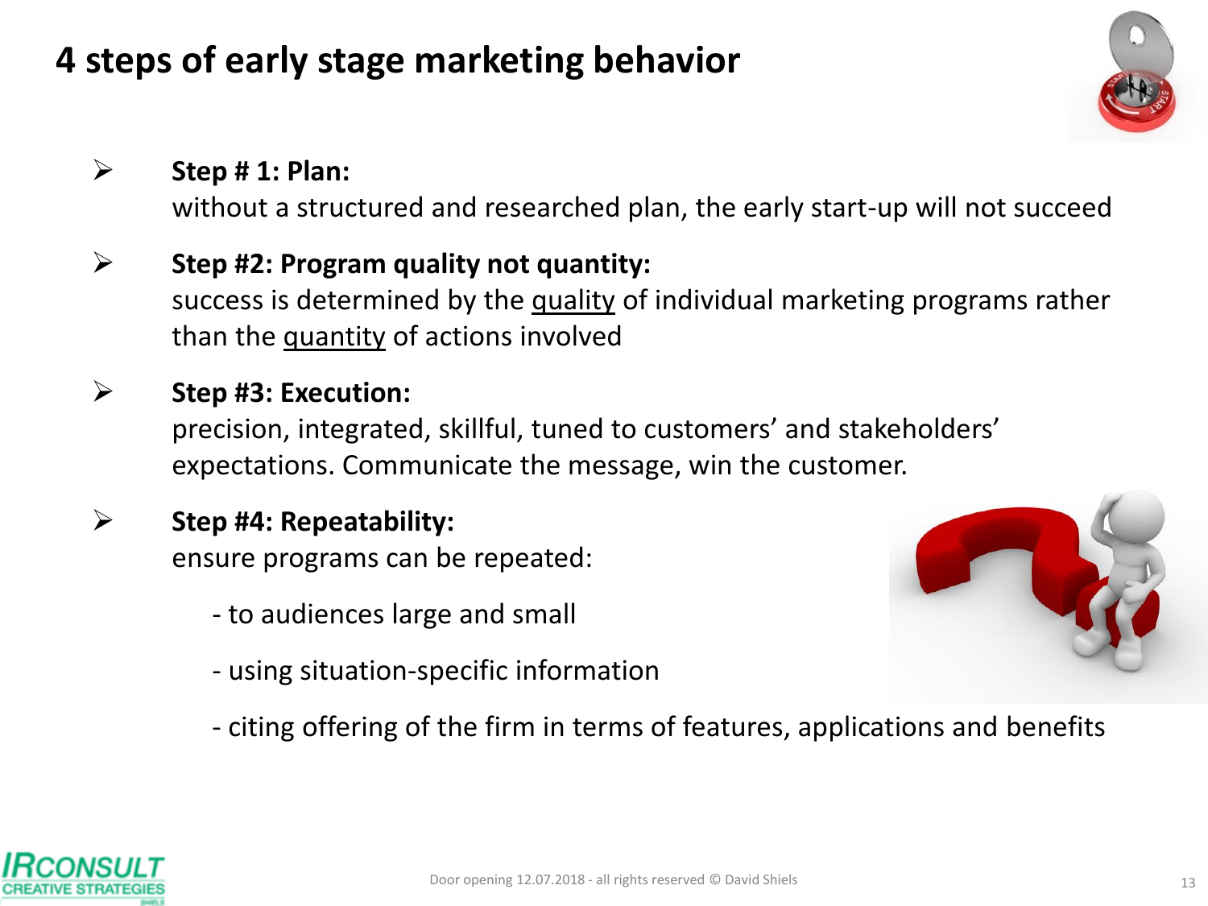# 4 steps of early stage marketing behavior

- **Step # 1: Plan:**
  without a structured and researched plan, the early start-up will not succeed

- **Step #2: Program quality not quantity:**
  success is determined by the quality of individual marketing programs rather than the quantity of actions involved

- **Step #3: Execution:**
  precision, integrated, skillful, tuned to customers' and stakeholders' expectations. Communicate the message, win the customer.

- **Step #4: Repeatability:**
  ensure programs can be repeated:

  - to audiences large and small

  - using situation-specific information

  - citing offering of the firm in terms of features, applications and benefits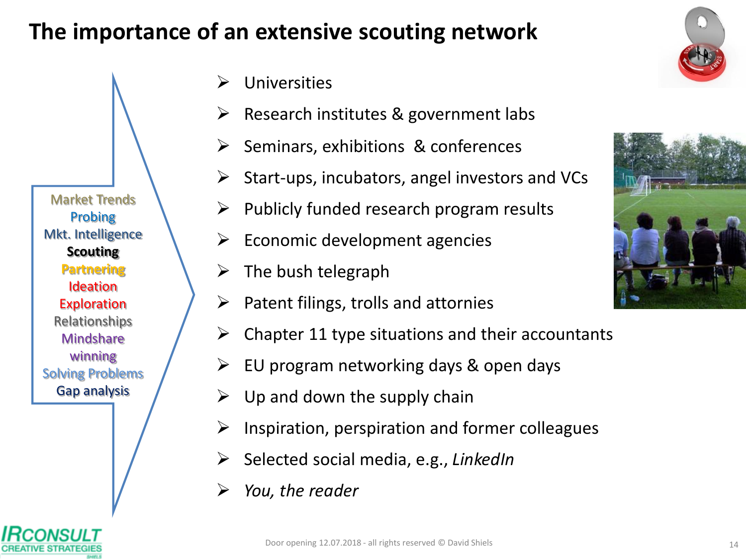# The importance of an extensive scouting network

Market Trends
Probing
Mkt. Intelligence
**Scouting**
Partnering
Ideation
Exploration
Relationships
Mindshare
winning
Solving Problems
Gap analysis

- Universities
- Research institutes & government labs
- Seminars, exhibitions & conferences
- Start-ups, incubators, angel investors and VCs
- Publicly funded research program results
- Economic development agencies
- The bush telegraph
- Patent filings, trolls and attornies
- Chapter 11 type situations and their accountants
- EU program networking days & open days
- Up and down the supply chain
- Inspiration, perspiration and former colleagues
- Selected social media, e.g., *LinkedIn*
- *You, the reader*

Door opening 12.07.2018 - all rights reserved © David Shiels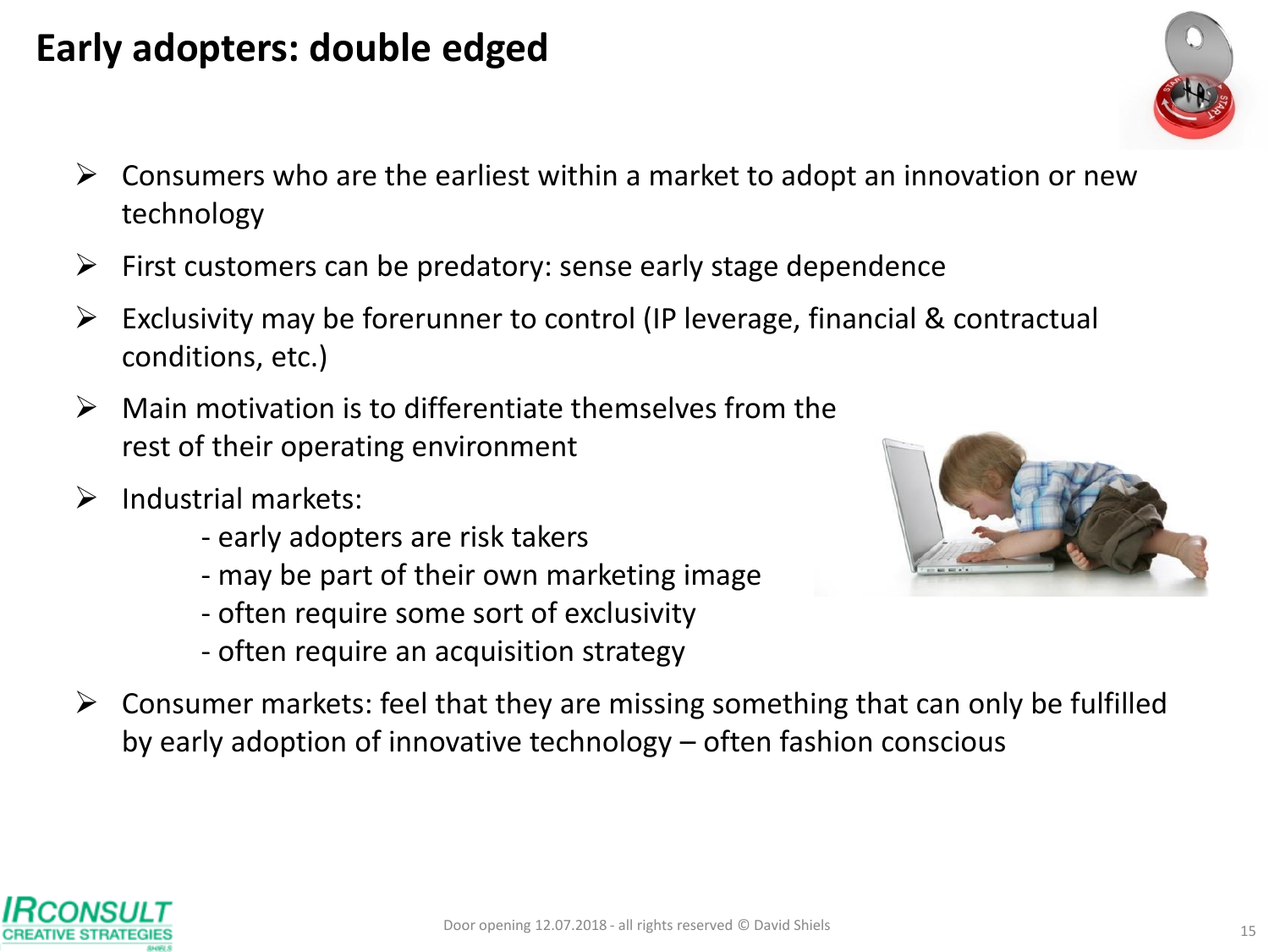# Early adopters: double edged

- Consumers who are the earliest within a market to adopt an innovation or new technology
- First customers can be predatory: sense early stage dependence
- Exclusivity may be forerunner to control (IP leverage, financial & contractual conditions, etc.)
- Main motivation is to differentiate themselves from the rest of their operating environment
- Industrial markets:
  - early adopters are risk takers
  - may be part of their own marketing image
  - often require some sort of exclusivity
  - often require an acquisition strategy
- Consumer markets: feel that they are missing something that can only be fulfilled by early adoption of innovative technology – often fashion conscious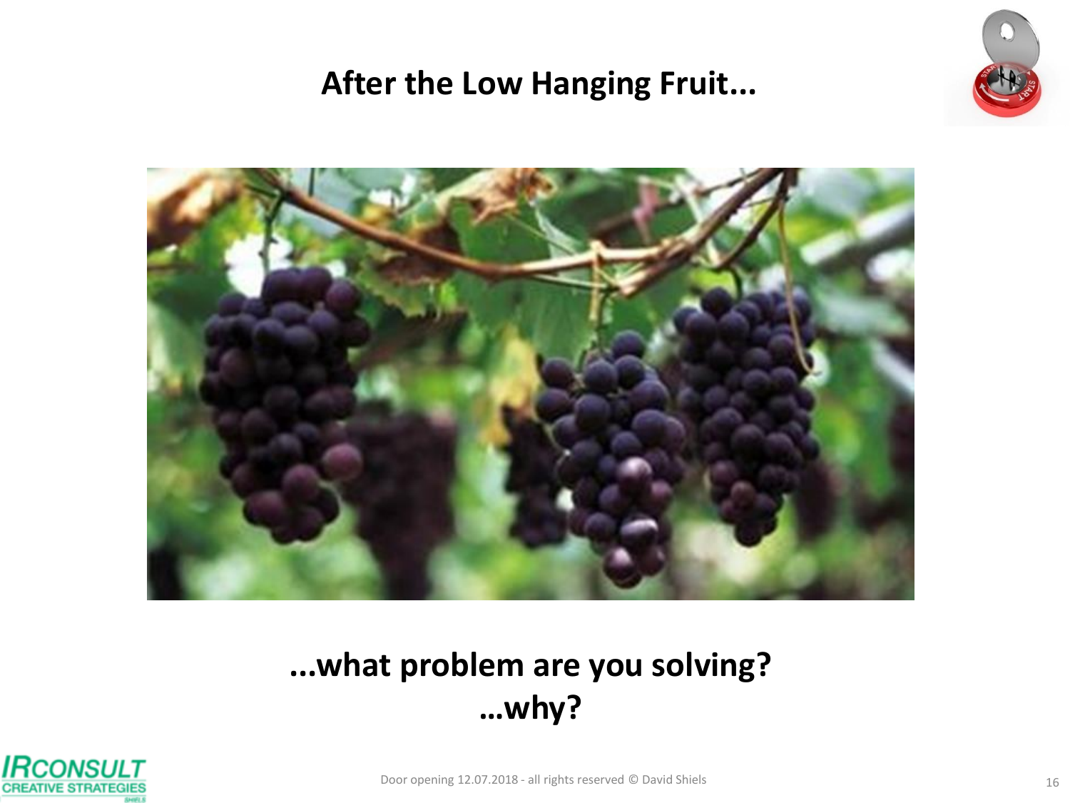# After the Low Hanging Fruit...

**...what problem are you solving?**
**…why?**